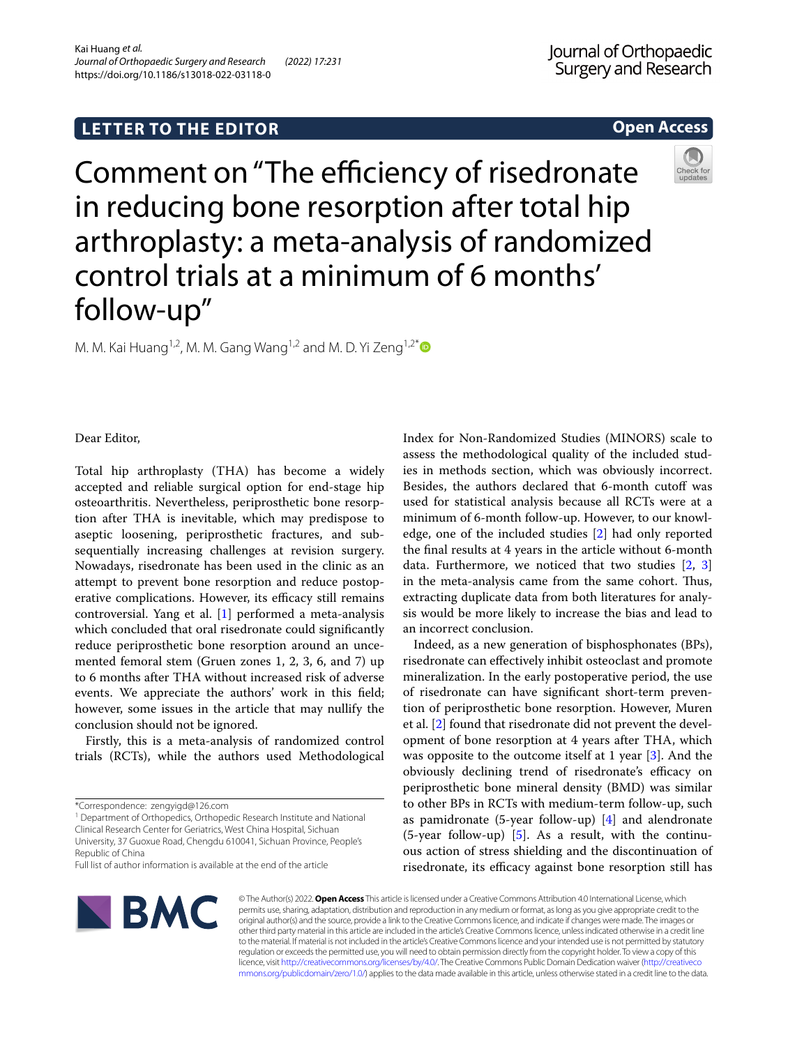LETTER TO THE EDITOR

Open Access

# Comment on "The efficiency of risedronate in reducing bone resorption after total hip arthroplasty: a meta-analysis of randomized control trials at a minimum of 6 months' follow-up"

M. M. Kai Huang[1,2], M. M. Gang Wang[1,2] and M. D. Yi Zeng[1,2*]

Dear Editor,

Total hip arthroplasty (THA) has become a widely accepted and reliable surgical option for end-stage hip osteoarthritis. Nevertheless, periprosthetic bone resorption after THA is inevitable, which may predispose to aseptic loosening, periprosthetic fractures, and subsequently increasing challenges at revision surgery. Nowadays, risedronate has been used in the clinic as an attempt to prevent bone resorption and reduce postoperative complications. However, its efficacy still remains controversial. Yang et al. [1] performed a meta-analysis which concluded that oral risedronate could significantly reduce periprosthetic bone resorption around an uncemented femoral stem (Gruen zones 1, 2, 3, 6, and 7) up to 6 months after THA without increased risk of adverse events. We appreciate the authors' work in this field; however, some issues in the article that may nullify the conclusion should not be ignored.

Firstly, this is a meta-analysis of randomized control trials (RCTs), while the authors used Methodological Index for Non-Randomized Studies (MINORS) scale to assess the methodological quality of the included studies in methods section, which was obviously incorrect. Besides, the authors declared that 6-month cutoff was used for statistical analysis because all RCTs were at a minimum of 6-month follow-up. However, to our knowledge, one of the included studies [2] had only reported the final results at 4 years in the article without 6-month data. Furthermore, we noticed that two studies [2, 3] in the meta-analysis came from the same cohort. Thus, extracting duplicate data from both literatures for analysis would be more likely to increase the bias and lead to an incorrect conclusion.

Indeed, as a new generation of bisphosphonates (BPs), risedronate can effectively inhibit osteoclast and promote mineralization. In the early postoperative period, the use of risedronate can have significant short-term prevention of periprosthetic bone resorption. However, Muren et al. [2] found that risedronate did not prevent the development of bone resorption at 4 years after THA, which was opposite to the outcome itself at 1 year [3]. And the obviously declining trend of risedronate's efficacy on periprosthetic bone mineral density (BMD) was similar to other BPs in RCTs with medium-term follow-up, such as pamidronate (5-year follow-up) [4] and alendronate (5-year follow-up) [5]. As a result, with the continuous action of stress shielding and the discontinuation of risedronate, its efficacy against bone resorption still has

*Correspondence: zengyigd@126.com

[1] Department of Orthopedics, Orthopedic Research Institute and National Clinical Research Center for Geriatrics, West China Hospital, Sichuan University, 37 Guoxue Road, Chengdu 610041, Sichuan Province, People's Republic of China

Full list of author information is available at the end of the article

© The Author(s) 2022. **Open Access** This article is licensed under a Creative Commons Attribution 4.0 International License, which permits use, sharing, adaptation, distribution and reproduction in any medium or format, as long as you give appropriate credit to the original author(s) and the source, provide a link to the Creative Commons licence, and indicate if changes were made. The images or other third party material in this article are included in the article's Creative Commons licence, unless indicated otherwise in a credit line to the material. If material is not included in the article's Creative Commons licence and your intended use is not permitted by statutory regulation or exceeds the permitted use, you will need to obtain permission directly from the copyright holder. To view a copy of this licence, visit http://creativecommons.org/licenses/by/4.0/. The Creative Commons Public Domain Dedication waiver (http://creativecommons.org/publicdomain/zero/1.0/) applies to the data made available in this article, unless otherwise stated in a credit line to the data.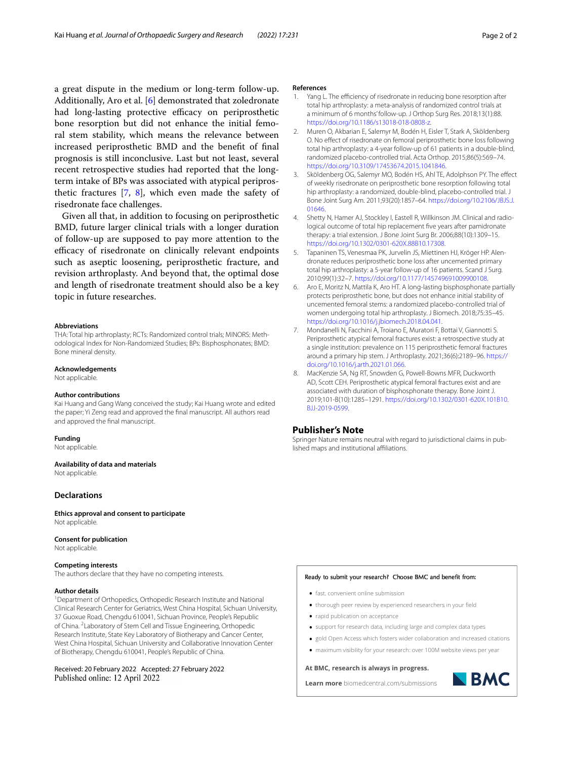a great dispute in the medium or long-term follow-up. Additionally, Aro et al. [6] demonstrated that zoledronate had long-lasting protective efficacy on periprosthetic bone resorption but did not enhance the initial femoral stem stability, which means the relevance between increased periprosthetic BMD and the benefit of final prognosis is still inconclusive. Last but not least, several recent retrospective studies had reported that the long-term intake of BPs was associated with atypical periprosthetic fractures [7, 8], which even made the safety of risedronate face challenges.

Given all that, in addition to focusing on periprosthetic BMD, future larger clinical trials with a longer duration of follow-up are supposed to pay more attention to the efficacy of risedronate on clinically relevant endpoints such as aseptic loosening, periprosthetic fracture, and revision arthroplasty. And beyond that, the optimal dose and length of risedronate treatment should also be a key topic in future researches.

#### Abbreviations
THA: Total hip arthroplasty; RCTs: Randomized control trials; MINORS: Methodological Index for Non-Randomized Studies; BPs: Bisphosphonates; BMD: Bone mineral density.

#### Acknowledgements
Not applicable.

#### Author contributions
Kai Huang and Gang Wang conceived the study; Kai Huang wrote and edited the paper; Yi Zeng read and approved the final manuscript. All authors read and approved the final manuscript.

#### Funding
Not applicable.

#### Availability of data and materials
Not applicable.

### Declarations

#### Ethics approval and consent to participate
Not applicable.

#### Consent for publication
Not applicable.

#### Competing interests
The authors declare that they have no competing interests.

#### Author details
[1]Department of Orthopedics, Orthopedic Research Institute and National Clinical Research Center for Geriatrics, West China Hospital, Sichuan University, 37 Guoxue Road, Chengdu 610041, Sichuan Province, People's Republic of China. [2]Laboratory of Stem Cell and Tissue Engineering, Orthopedic Research Institute, State Key Laboratory of Biotherapy and Cancer Center, West China Hospital, Sichuan University and Collaborative Innovation Center of Biotherapy, Chengdu 610041, People's Republic of China.

Received: 20 February 2022 Accepted: 27 February 2022
Published online: 12 April 2022

#### References
1. Yang L. The efficiency of risedronate in reducing bone resorption after total hip arthroplasty: a meta-analysis of randomized control trials at a minimum of 6 months' follow-up. J Orthop Surg Res. 2018;13(1):88. https://doi.org/10.1186/s13018-018-0808-z.
2. Muren O, Akbarian E, Salemyr M, Bodén H, Eisler T, Stark A, Sköldenberg O. No effect of risedronate on femoral periprosthetic bone loss following total hip arthroplasty: a 4-year follow-up of 61 patients in a double-blind, randomized placebo-controlled trial. Acta Orthop. 2015;86(5):569–74. https://doi.org/10.3109/17453674.2015.1041846.
3. Sköldenberg OG, Salemyr MO, Bodén HS, Ahl TE, Adolphson PY. The effect of weekly risedronate on periprosthetic bone resorption following total hip arthroplasty: a randomized, double-blind, placebo-controlled trial. J Bone Joint Surg Am. 2011;93(20):1857–64. https://doi.org/10.2106/JBJS.J.01646.
4. Shetty N, Hamer AJ, Stockley I, Eastell R, Willkinson JM. Clinical and radiological outcome of total hip replacement five years after pamidronate therapy: a trial extension. J Bone Joint Surg Br. 2006;88(10):1309–15. https://doi.org/10.1302/0301-620X.88B10.17308.
5. Tapaninen TS, Venesmaa PK, Jurvelin JS, Miettinen HJ, Kröger HP. Alendronate reduces periprosthetic bone loss after uncemented primary total hip arthroplasty: a 5-year follow-up of 16 patients. Scand J Surg. 2010;99(1):32–7. https://doi.org/10.1177/145749691009900108.
6. Aro E, Moritz N, Mattila K, Aro HT. A long-lasting bisphosphonate partially protects periprosthetic bone, but does not enhance initial stability of uncemented femoral stems: a randomized placebo-controlled trial of women undergoing total hip arthroplasty. J Biomech. 2018;75:35–45. https://doi.org/10.1016/j.jbiomech.2018.04.041.
7. Mondanelli N, Facchini A, Troiano E, Muratori F, Bottai V, Giannotti S. Periprosthetic atypical femoral fractures exist: a retrospective study at a single institution: prevalence on 115 periprosthetic femoral fractures around a primary hip stem. J Arthroplasty. 2021;36(6):2189–96. https://doi.org/10.1016/j.arth.2021.01.066.
8. MacKenzie SA, Ng RT, Snowden G, Powell-Bowns MFR, Duckworth AD, Scott CEH. Periprosthetic atypical femoral fractures exist and are associated with duration of bisphosphonate therapy. Bone Joint J. 2019;101-B(10):1285–1291. https://doi.org/10.1302/0301-620X.101B10.BJJ-2019-0599.

## Publisher's Note
Springer Nature remains neutral with regard to jurisdictional claims in published maps and institutional affiliations.

Ready to submit your research? Choose BMC and benefit from:

- fast, convenient online submission
- thorough peer review by experienced researchers in your field
- rapid publication on acceptance
- support for research data, including large and complex data types
- gold Open Access which fosters wider collaboration and increased citations
- maximum visibility for your research: over 100M website views per year

**At BMC, research is always in progress.**

**Learn more** biomedcentral.com/submissions